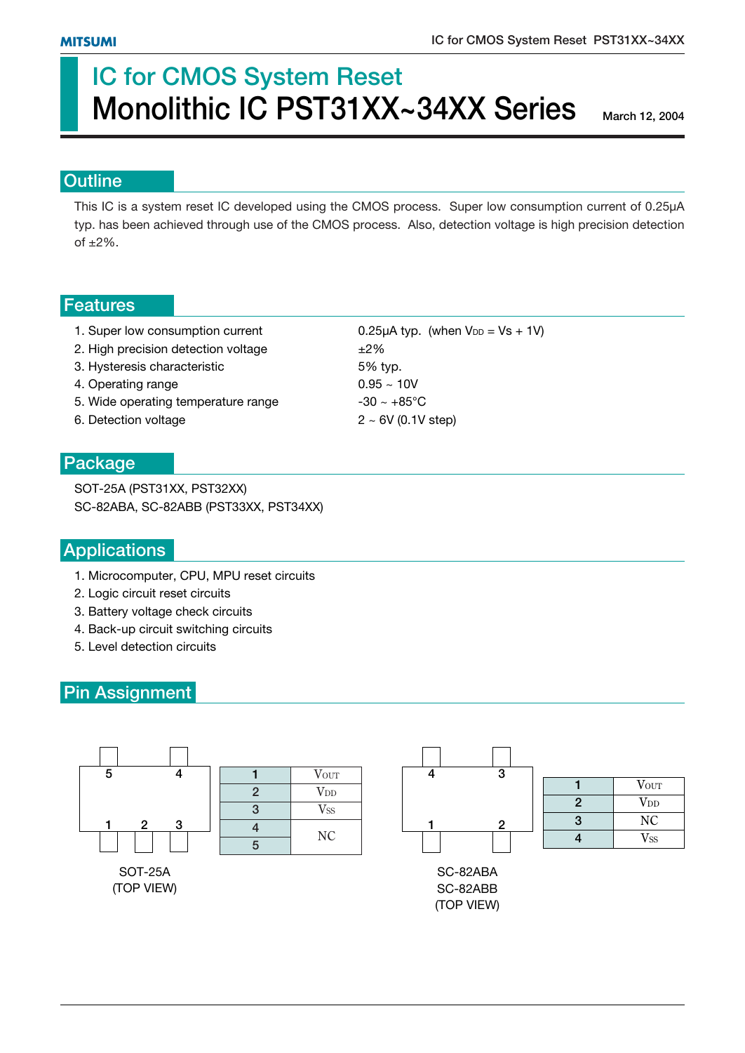# IC for CMOS System Reset
# Monolithic IC PST31XX~34XX Series

March 12, 2004

## Outline

This IC is a system reset IC developed using the CMOS process. Super low consumption current of 0.25µA typ. has been achieved through use of the CMOS process. Also, detection voltage is high precision detection of ±2%.

## Features

1. Super low consumption current — 0.25µA typ. (when $V_{DD}$ = Vs + 1V)
2. High precision detection voltage — ±2%
3. Hysteresis characteristic — 5% typ.
4. Operating range — 0.95 ~ 10V
5. Wide operating temperature range — -30 ~ +85°C
6. Detection voltage — 2 ~ 6V (0.1V step)

## Package

SOT-25A (PST31XX, PST32XX)
SC-82ABA, SC-82ABB (PST33XX, PST34XX)

## Applications

1. Microcomputer, CPU, MPU reset circuits
2. Logic circuit reset circuits
3. Battery voltage check circuits
4. Back-up circuit switching circuits
5. Level detection circuits

## Pin Assignment

SOT-25A (TOP VIEW)

| Pin | Name |
|---|---|
| 1 | $V_{OUT}$ |
| 2 | $V_{DD}$ |
| 3 | $V_{SS}$ |
| 4 | NC |
| 5 | NC |

SC-82ABA
SC-82ABB
(TOP VIEW)

| Pin | Name |
|---|---|
| 1 | $V_{OUT}$ |
| 2 | $V_{DD}$ |
| 3 | NC |
| 4 | $V_{SS}$ |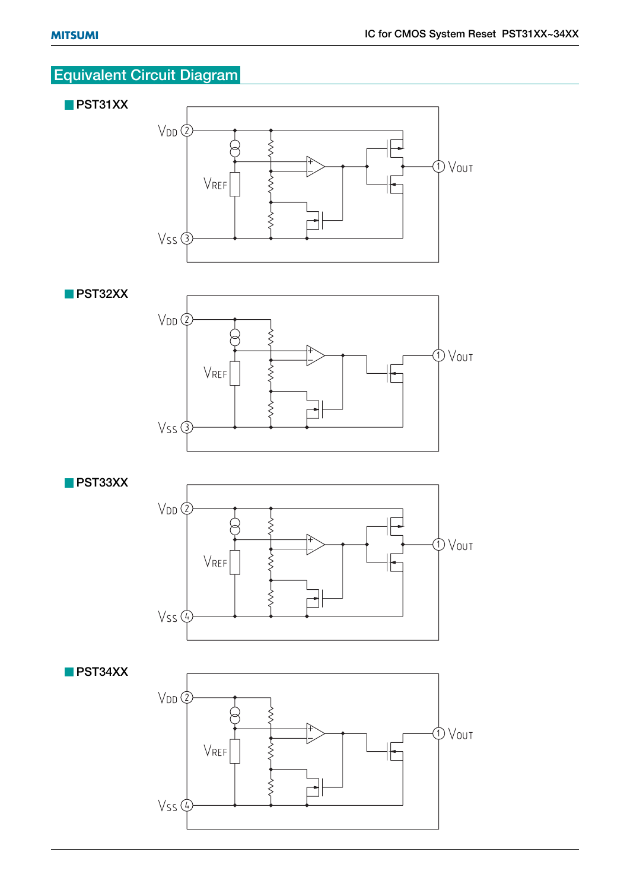## Equivalent Circuit Diagram

### PST31XX

VDD 2
VREF
VSS 3
1 VOUT

### PST32XX

VDD 2
VREF
VSS 3
1 VOUT

### PST33XX

VDD 2
VREF
VSS 4
1 VOUT

### PST34XX

VDD 2
VREF
VSS 4
1 VOUT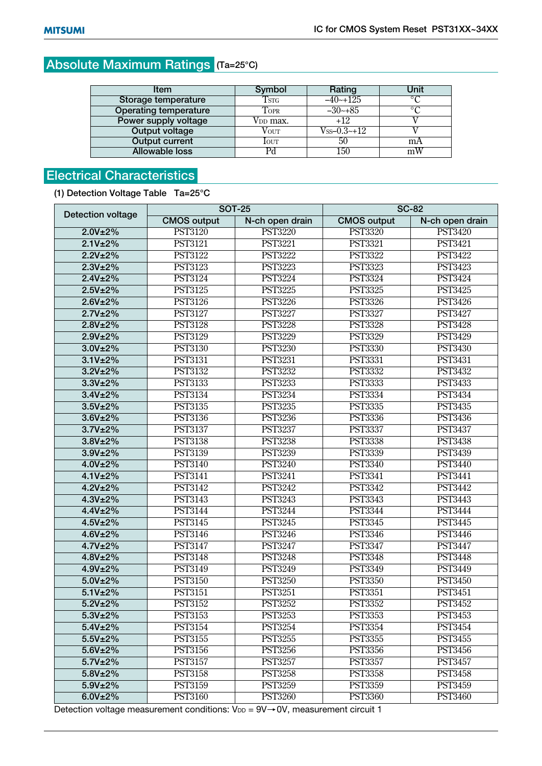## Absolute Maximum Ratings (Ta=25°C)

| Item | Symbol | Rating | Unit |
|---|---|---|---|
| Storage temperature | $T_{STG}$ | –40~+125 | °C |
| Operating temperature | $T_{OPR}$ | –30~+85 | °C |
| Power supply voltage | $V_{DD}$ max. | +12 | V |
| Ouput voltage | $V_{OUT}$ | $V_{SS}$–0.3~+12 | V |
| Output current | $I_{OUT}$ | 50 | mA |
| Allowable loss | Pd | 150 | mW |

## Electrical Characteristics

(1) Detection Voltage Table Ta=25°C

| Detection voltage | SOT-25 | | SC-82 | |
|---|---|---|---|---|
| | CMOS output | N-ch open drain | CMOS output | N-ch open drain |
| 2.0V±2% | PST3120 | PST3220 | PST3320 | PST3420 |
| 2.1V±2% | PST3121 | PST3221 | PST3321 | PST3421 |
| 2.2V±2% | PST3122 | PST3222 | PST3322 | PST3422 |
| 2.3V±2% | PST3123 | PST3223 | PST3323 | PST3423 |
| 2.4V±2% | PST3124 | PST3224 | PST3324 | PST3424 |
| 2.5V±2% | PST3125 | PST3225 | PST3325 | PST3425 |
| 2.6V±2% | PST3126 | PST3226 | PST3326 | PST3426 |
| 2.7V±2% | PST3127 | PST3227 | PST3327 | PST3427 |
| 2.8V±2% | PST3128 | PST3228 | PST3328 | PST3428 |
| 2.9V±2% | PST3129 | PST3229 | PST3329 | PST3429 |
| 3.0V±2% | PST3130 | PST3230 | PST3330 | PST3430 |
| 3.1V±2% | PST3131 | PST3231 | PST3331 | PST3431 |
| 3.2V±2% | PST3132 | PST3232 | PST3332 | PST3432 |
| 3.3V±2% | PST3133 | PST3233 | PST3333 | PST3433 |
| 3.4V±2% | PST3134 | PST3234 | PST3334 | PST3434 |
| 3.5V±2% | PST3135 | PST3235 | PST3335 | PST3435 |
| 3.6V±2% | PST3136 | PST3236 | PST3336 | PST3436 |
| 3.7V±2% | PST3137 | PST3237 | PST3337 | PST3437 |
| 3.8V±2% | PST3138 | PST3238 | PST3338 | PST3438 |
| 3.9V±2% | PST3139 | PST3239 | PST3339 | PST3439 |
| 4.0V±2% | PST3140 | PST3240 | PST3340 | PST3440 |
| 4.1V±2% | PST3141 | PST3241 | PST3341 | PST3441 |
| 4.2V±2% | PST3142 | PST3242 | PST3342 | PST3442 |
| 4.3V±2% | PST3143 | PST3243 | PST3343 | PST3443 |
| 4.4V±2% | PST3144 | PST3244 | PST3344 | PST3444 |
| 4.5V±2% | PST3145 | PST3245 | PST3345 | PST3445 |
| 4.6V±2% | PST3146 | PST3246 | PST3346 | PST3446 |
| 4.7V±2% | PST3147 | PST3247 | PST3347 | PST3447 |
| 4.8V±2% | PST3148 | PST3248 | PST3348 | PST3448 |
| 4.9V±2% | PST3149 | PST3249 | PST3349 | PST3449 |
| 5.0V±2% | PST3150 | PST3250 | PST3350 | PST3450 |
| 5.1V±2% | PST3151 | PST3251 | PST3351 | PST3451 |
| 5.2V±2% | PST3152 | PST3252 | PST3352 | PST3452 |
| 5.3V±2% | PST3153 | PST3253 | PST3353 | PST3453 |
| 5.4V±2% | PST3154 | PST3254 | PST3354 | PST3454 |
| 5.5V±2% | PST3155 | PST3255 | PST3355 | PST3455 |
| 5.6V±2% | PST3156 | PST3256 | PST3356 | PST3456 |
| 5.7V±2% | PST3157 | PST3257 | PST3357 | PST3457 |
| 5.8V±2% | PST3158 | PST3258 | PST3358 | PST3458 |
| 5.9V±2% | PST3159 | PST3259 | PST3359 | PST3459 |
| 6.0V±2% | PST3160 | PST3260 | PST3360 | PST3460 |

Detection voltage measurement conditions: $V_{DD}$ = 9V→0V, measurement circuit 1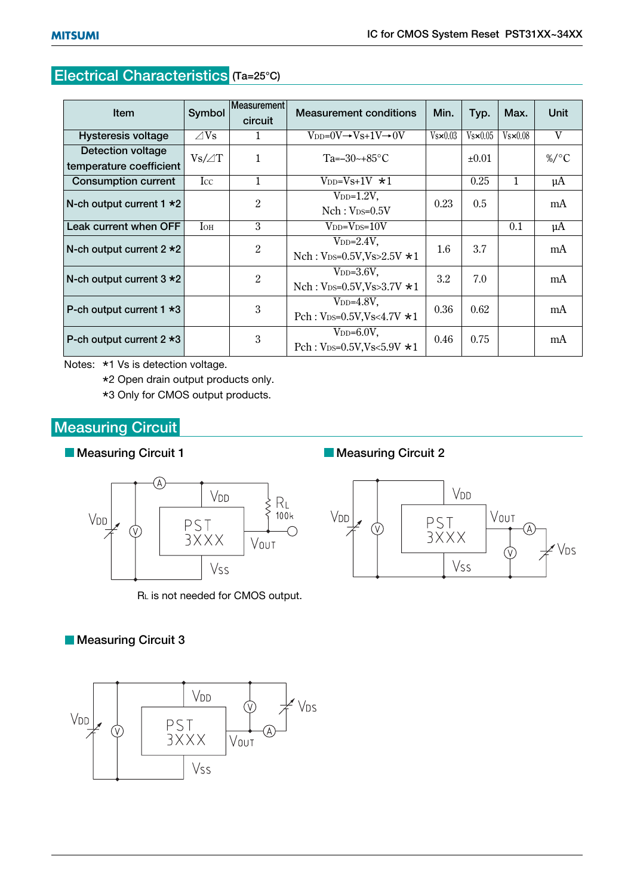## Electrical Characteristics (Ta=25°C)

| Item | Symbol | Measurement circuit | Measurement conditions | Min. | Typ. | Max. | Unit |
|---|---|---|---|---|---|---|---|
| Hysteresis voltage | ⊿Vs | 1 | $V_{DD}$=0V→Vs+1V→0V | Vs×0.03 | Vs×0.05 | Vs×0.08 | V |
| Detection voltage temperature coefficient | Vs/⊿T | 1 | Ta=–30~+85°C | | ±0.01 | | %/°C |
| Consumption current | $I_{CC}$ | 1 | $V_{DD}$=Vs+1V *1 | | 0.25 | 1 | µA |
| N-ch output current 1 *2 | | 2 | $V_{DD}$=1.2V, Nch : $V_{DS}$=0.5V | 0.23 | 0.5 | | mA |
| Leak current when OFF | $I_{OH}$ | 3 | $V_{DD}$=$V_{DS}$=10V | | | 0.1 | µA |
| N-ch output current 2 *2 | | 2 | $V_{DD}$=2.4V, Nch : $V_{DS}$=0.5V,Vs>2.5V *1 | 1.6 | 3.7 | | mA |
| N-ch output current 3 *2 | | 2 | $V_{DD}$=3.6V, Nch : $V_{DS}$=0.5V,Vs>3.7V *1 | 3.2 | 7.0 | | mA |
| P-ch output current 1 *3 | | 3 | $V_{DD}$=4.8V, Pch : $V_{DS}$=0.5V,Vs<4.7V *1 | 0.36 | 0.62 | | mA |
| P-ch output current 2 *3 | | 3 | $V_{DD}$=6.0V, Pch : $V_{DS}$=0.5V,Vs<5.9V *1 | 0.46 | 0.75 | | mA |

Notes: *1 Vs is detection voltage.
*2 Open drain output products only.
*3 Only for CMOS output products.

## Measuring Circuit

### Measuring Circuit 1

RL is not needed for CMOS output.

### Measuring Circuit 2

### Measuring Circuit 3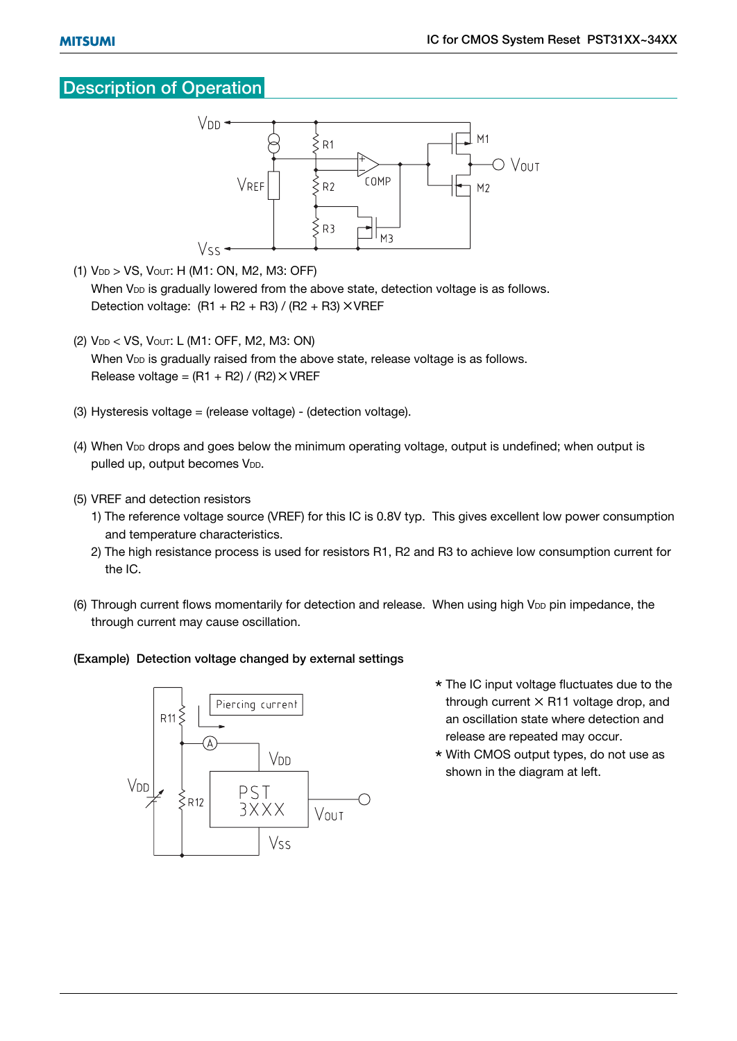## Description of Operation

(1) $V_{DD}$ > VS, $V_{OUT}$: H (M1: ON, M2, M3: OFF)
When $V_{DD}$ is gradually lowered from the above state, detection voltage is as follows.
Detection voltage: (R1 + R2 + R3) / (R2 + R3) × VREF

(2) $V_{DD}$ < VS, $V_{OUT}$: L (M1: OFF, M2, M3: ON)
When $V_{DD}$ is gradually raised from the above state, release voltage is as follows.
Release voltage = (R1 + R2) / (R2) × VREF

(3) Hysteresis voltage = (release voltage) - (detection voltage).

(4) When $V_{DD}$ drops and goes below the minimum operating voltage, output is undefined; when output is pulled up, output becomes $V_{DD}$.

(5) VREF and detection resistors
1) The reference voltage source (VREF) for this IC is 0.8V typ. This gives excellent low power consumption and temperature characteristics.
2) The high resistance process is used for resistors R1, R2 and R3 to achieve low consumption current for the IC.

(6) Through current flows momentarily for detection and release. When using high $V_{DD}$ pin impedance, the through current may cause oscillation.

**(Example) Detection voltage changed by external settings**

* The IC input voltage fluctuates due to the through current × R11 voltage drop, and an oscillation state where detection and release are repeated may occur.
* With CMOS output types, do not use as shown in the diagram at left.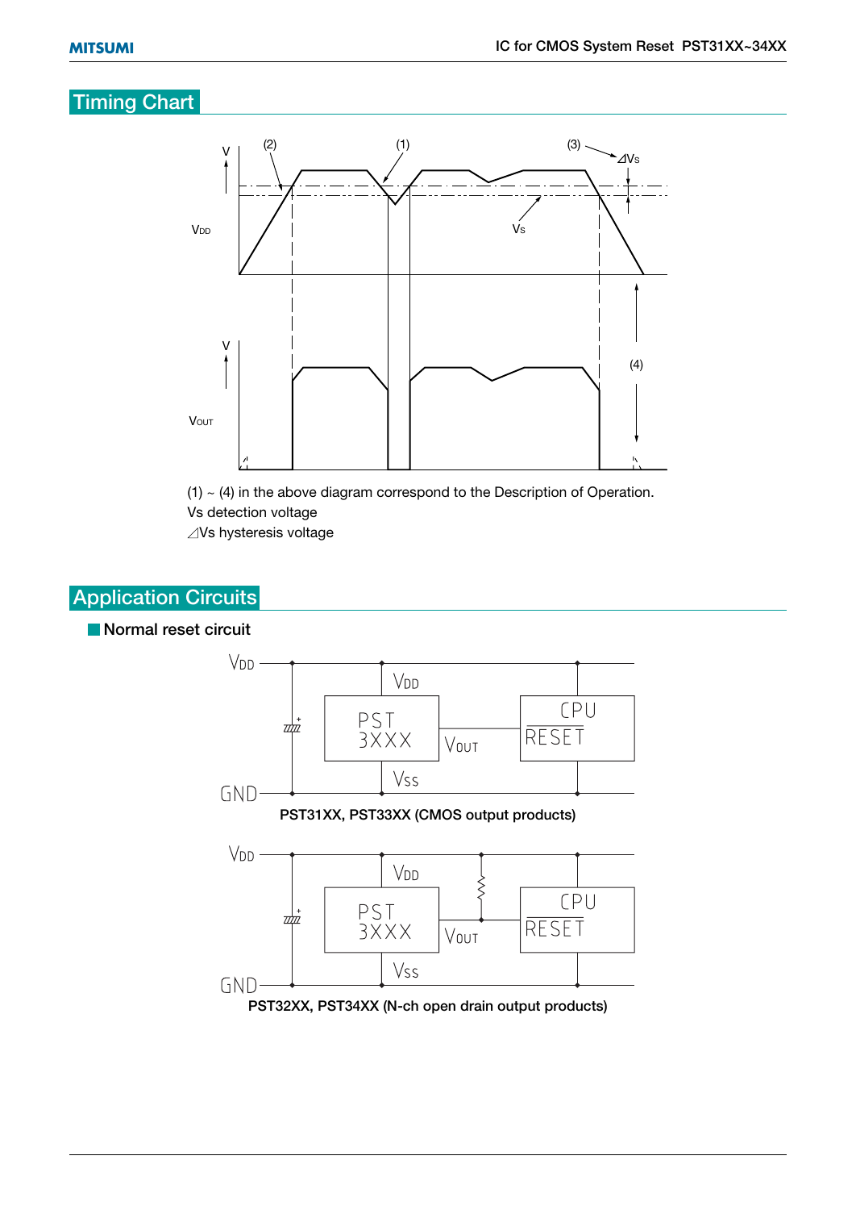## Timing Chart

(1) ~ (4) in the above diagram correspond to the Description of Operation.

Vs detection voltage

⊿Vs hysteresis voltage

## Application Circuits

### Normal reset circuit

PST31XX, PST33XX (CMOS output products)

PST32XX, PST34XX (N-ch open drain output products)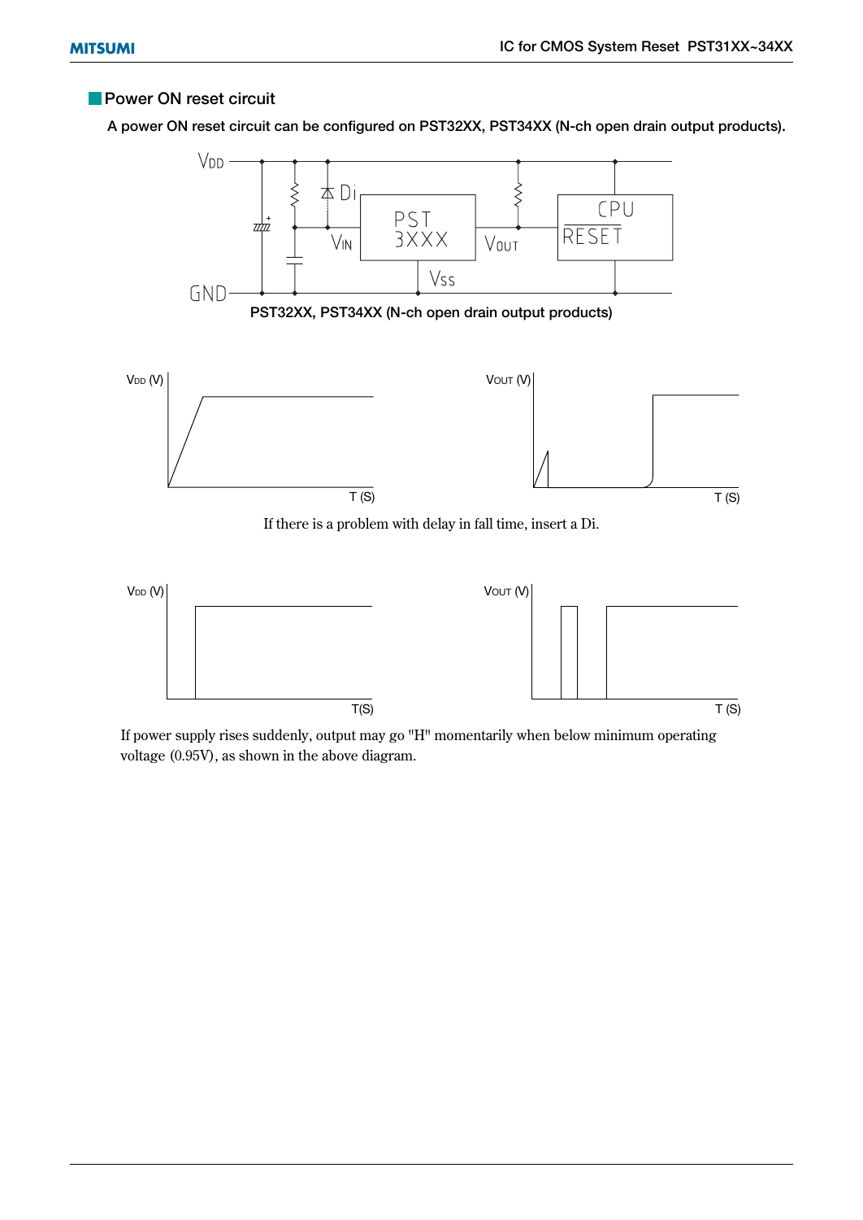## Power ON reset circuit

A power ON reset circuit can be configured on PST32XX, PST34XX (N-ch open drain output products).

PST32XX, PST34XX (N-ch open drain output products)

If there is a problem with delay in fall time, insert a Di.

If power supply rises suddenly, output may go "H" momentarily when below minimum operating voltage (0.95V), as shown in the above diagram.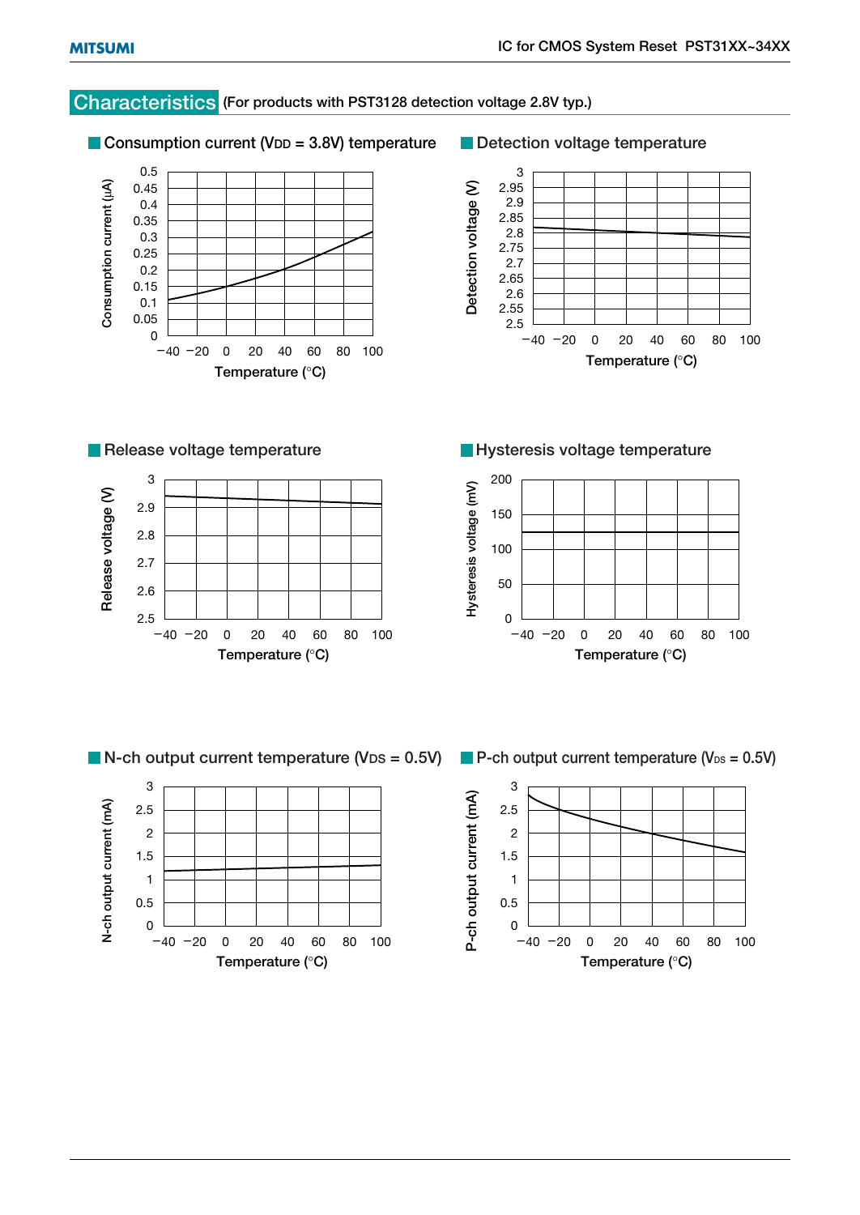## Characteristics (For products with PST3128 detection voltage 2.8V typ.)

### Consumption current ($V_{DD}$ = 3.8V) temperature

Consumption current (µA)

0.5
0.45
0.4
0.35
0.3
0.25
0.2
0.15
0.1
0.05
0

−40 −20 0 20 40 60 80 100

Temperature (°C)

### Detection voltage temperature

Detection voltage (V)

3
2.95
2.9
2.85
2.8
2.75
2.7
2.65
2.6
2.55
2.5

−40 −20 0 20 40 60 80 100

Temperature (°C)

### Release voltage temperature

Release voltage (V)

3
2.9
2.8
2.7
2.6
2.5

−40 −20 0 20 40 60 80 100

Temperature (°C)

### Hysteresis voltage temperature

Hysteresis voltage (mV)

200
150
100
50
0

−40 −20 0 20 40 60 80 100

Temperature (°C)

### N-ch output current temperature ($V_{DS}$ = 0.5V)

N-ch output current (mA)

3
2.5
2
1.5
1
0.5
0

−40 −20 0 20 40 60 80 100

Temperature (°C)

### P-ch output current temperature ($V_{DS}$ = 0.5V)

P-ch output current (mA)

3
2.5
2
1.5
1
0.5
0

−40 −20 0 20 40 60 80 100

Temperature (°C)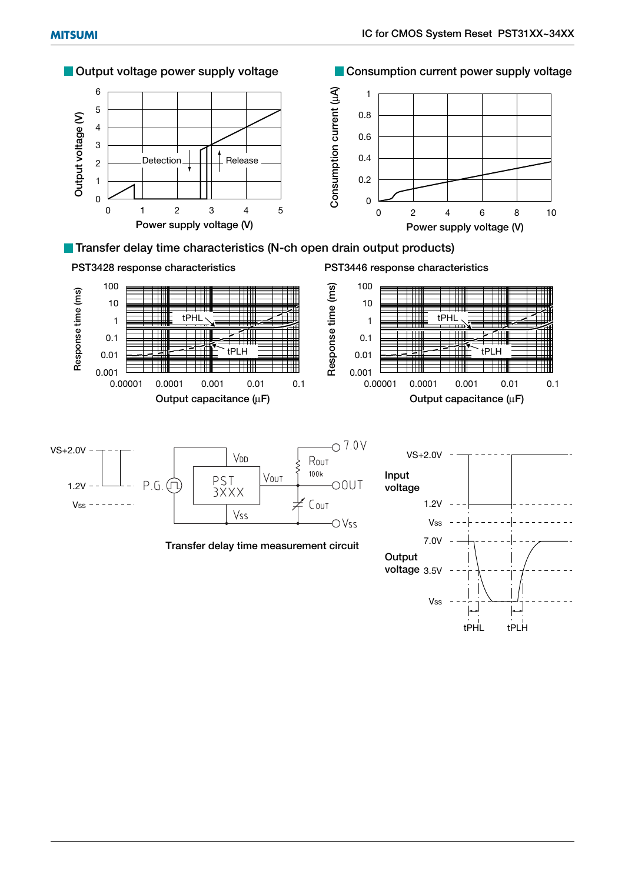## Output voltage power supply voltage

Output voltage (V)

6
5
4
3
2
1
0

Detection

Release

0 1 2 3 4 5

Power supply voltage (V)

## Consumption current power supply voltage

Consumption current (µA)

1
0.8
0.6
0.4
0.2
0

0 2 4 6 8 10

Power supply voltage (V)

## Transfer delay time characteristics (N-ch open drain output products)

PST3428 response characteristics

Response time (ms)

100
10
1
0.1
0.01
0.001

tPHL

tPLH

0.00001 0.0001 0.001 0.01 0.1

Output capacitance (µF)

PST3446 response characteristics

Response time (ms)

100
10
1
0.1
0.01
0.001

tPHL

tPLH

0.00001 0.0001 0.001 0.01 0.1

Output capacitance (µF)

VS+2.0V

1.2V

Vss

P.G.

VDD

PST 3XXX

Vss

VOUT

7.0V

ROUT 100k

OUT

COUT

Vss

Transfer delay time measurement circuit

Input voltage

VS+2.0V

1.2V

Vss

Output voltage

7.0V

3.5V

Vss

tPHL

tPLH